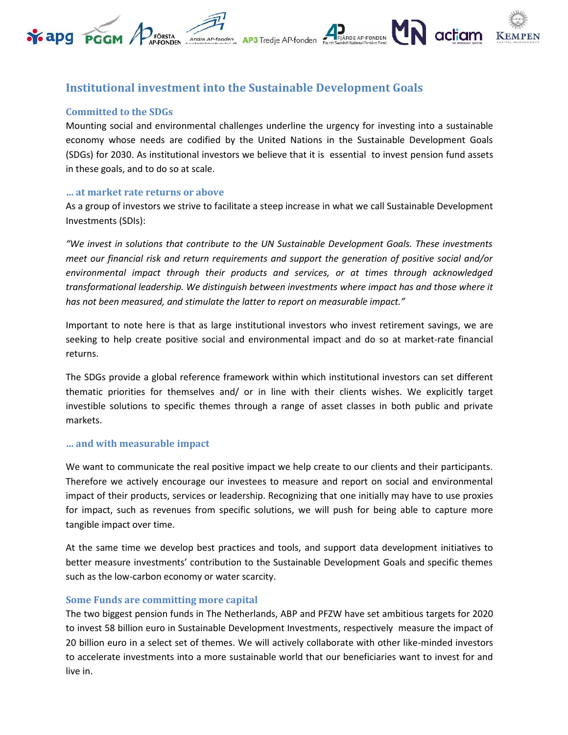# Institutional investment into the Sustainable Development Goals

## Committed to the SDGs

Mounting social and environmental challenges underline the urgency for investing into a sustainable economy whose needs are codified by the United Nations in the Sustainable Development Goals (SDGs) for 2030. As institutional investors we believe that it is essential to invest pension fund assets in these goals, and to do so at scale.

## … at market rate returns or above

As a group of investors we strive to facilitate a steep increase in what we call Sustainable Development Investments (SDIs):

*"We invest in solutions that contribute to the UN Sustainable Development Goals. These investments meet our financial risk and return requirements and support the generation of positive social and/or environmental impact through their products and services, or at times through acknowledged transformational leadership. We distinguish between investments where impact has and those where it has not been measured, and stimulate the latter to report on measurable impact."*

Important to note here is that as large institutional investors who invest retirement savings, we are seeking to help create positive social and environmental impact and do so at market-rate financial returns.

The SDGs provide a global reference framework within which institutional investors can set different thematic priorities for themselves and/ or in line with their clients wishes. We explicitly target investible solutions to specific themes through a range of asset classes in both public and private markets.

## … and with measurable impact

We want to communicate the real positive impact we help create to our clients and their participants. Therefore we actively encourage our investees to measure and report on social and environmental impact of their products, services or leadership. Recognizing that one initially may have to use proxies for impact, such as revenues from specific solutions, we will push for being able to capture more tangible impact over time.

At the same time we develop best practices and tools, and support data development initiatives to better measure investments' contribution to the Sustainable Development Goals and specific themes such as the low-carbon economy or water scarcity.

## Some Funds are committing more capital

The two biggest pension funds in The Netherlands, ABP and PFZW have set ambitious targets for 2020 to invest 58 billion euro in Sustainable Development Investments, respectively measure the impact of 20 billion euro in a select set of themes. We will actively collaborate with other like-minded investors to accelerate investments into a more sustainable world that our beneficiaries want to invest for and live in.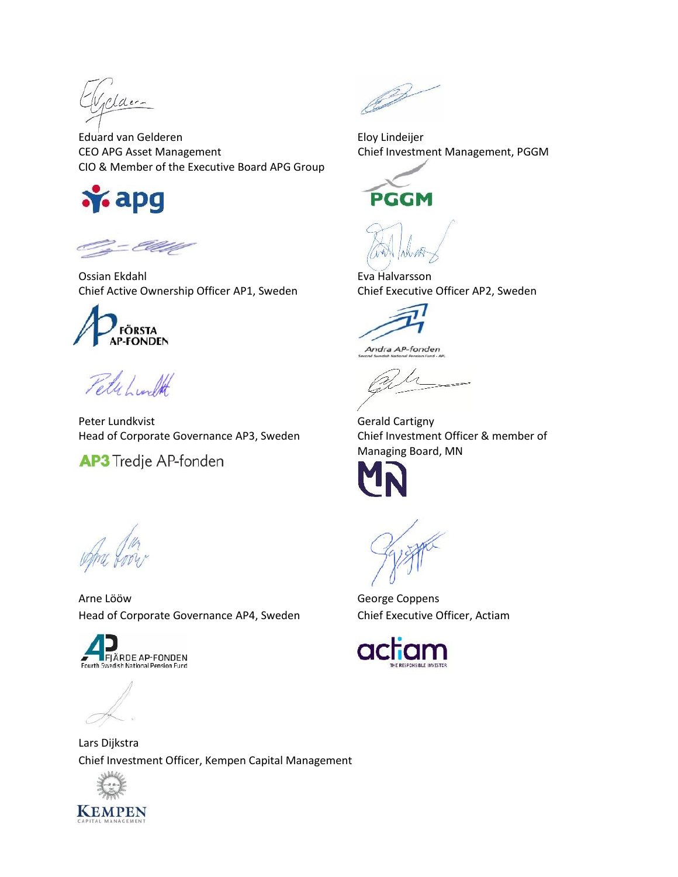Eduard van Gelderen
CEO APG Asset Management
CIO & Member of the Executive Board APG Group

apg

Eloy Lindeijer
Chief Investment Management, PGGM

PGGM

Ossian Ekdahl
Chief Active Ownership Officer AP1, Sweden

FÖRSTA AP-FONDEN

Eva Halvarsson
Chief Executive Officer AP2, Sweden

Andra AP-fonden
Second Swedish National Pension Fund - AP2

Peter Lundkvist
Head of Corporate Governance AP3, Sweden

AP3 Tredje AP-fonden

Gerald Cartigny
Chief Investment Officer & member of Managing Board, MN

MN

Arne Lööw
Head of Corporate Governance AP4, Sweden

FJÄRDE AP-FONDEN
Fourth Swedish National Pension Fund

George Coppens
Chief Executive Officer, Actiam

actiam
THE RESPONSIBLE INVESTOR

Lars Dijkstra
Chief Investment Officer, Kempen Capital Management

KEMPEN
CAPITAL MANAGEMENT